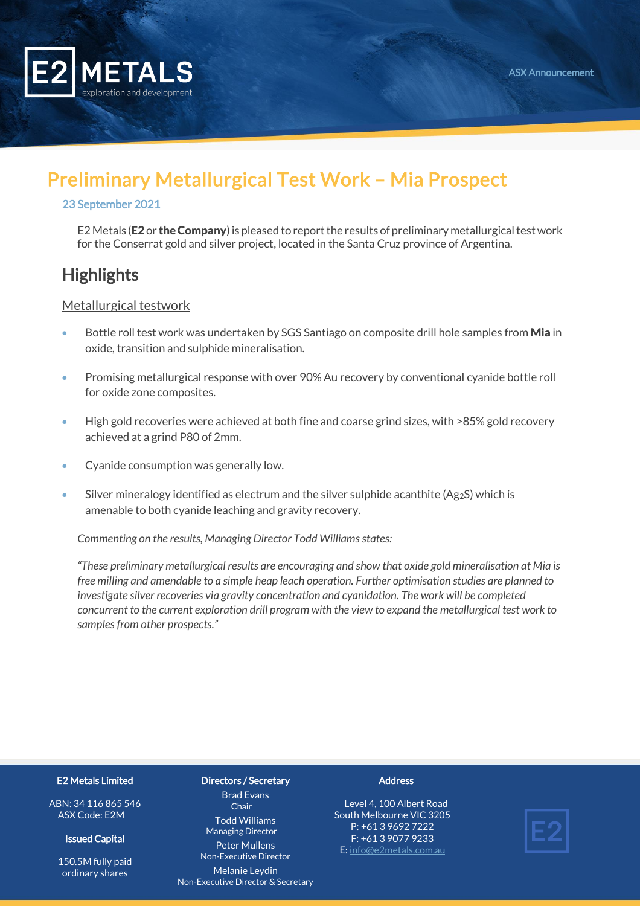# Preliminary Metallurgical Test Work – Mia Prospect

23 September 2021

E2 Metals (**E2** or **the Company**) is pleased to report the results of preliminary metallurgical test work for the Conserrat gold and silver project, located in the Santa Cruz province of Argentina.

## Highlights

### Metallurgical testwork

- Bottle roll test work was undertaken by SGS Santiago on composite drill hole samples from **Mia** in oxide, transition and sulphide mineralisation.
- Promising metallurgical response with over 90% Au recovery by conventional cyanide bottle roll for oxide zone composites.
- High gold recoveries were achieved at both fine and coarse grind sizes, with >85% gold recovery achieved at a grind P80 of 2mm.
- Cyanide consumption was generally low.
- Silver mineralogy identified as electrum and the silver sulphide acanthite ($Ag_2S$) which is amenable to both cyanide leaching and gravity recovery.

*Commenting on the results, Managing Director Todd Williams states:*

*"These preliminary metallurgical results are encouraging and show that oxide gold mineralisation at Mia is free milling and amendable to a simple heap leach operation. Further optimisation studies are planned to investigate silver recoveries via gravity concentration and cyanidation. The work will be completed concurrent to the current exploration drill program with the view to expand the metallurgical test work to samples from other prospects."*

**E2 Metals Limited**

ABN: 34 116 865 546
ASX Code: E2M

**Issued Capital**

150.5M fully paid ordinary shares

**Directors / Secretary**

Brad Evans
Chair

Todd Williams
Managing Director

Peter Mullens
Non-Executive Director

Melanie Leydin
Non-Executive Director & Secretary

**Address**

Level 4, 100 Albert Road
South Melbourne VIC 3205
P: +61 3 9692 7222
F: +61 3 9077 9233
E: info@e2metals.com.au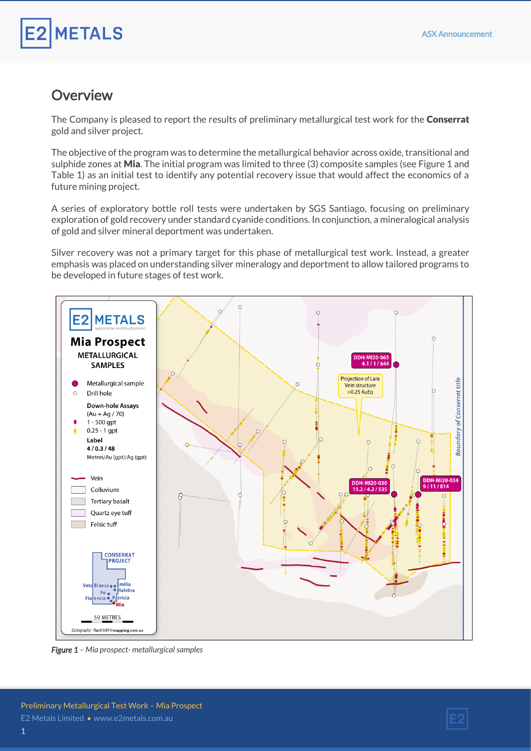## Overview

The Company is pleased to report the results of preliminary metallurgical test work for the **Conserrat** gold and silver project.

The objective of the program was to determine the metallurgical behavior across oxide, transitional and sulphide zones at **Mia**. The initial program was limited to three (3) composite samples (see Figure 1 and Table 1) as an initial test to identify any potential recovery issue that would affect the economics of a future mining project.

A series of exploratory bottle roll tests were undertaken by SGS Santiago, focusing on preliminary exploration of gold recovery under standard cyanide conditions. In conjunction, a mineralogical analysis of gold and silver mineral deportment was undertaken.

Silver recovery was not a primary target for this phase of metallurgical test work. Instead, a greater emphasis was placed on understanding silver mineralogy and deportment to allow tailored programs to be developed in future stages of test work.

*Figure 1 – Mia prospect- metallurgical samples*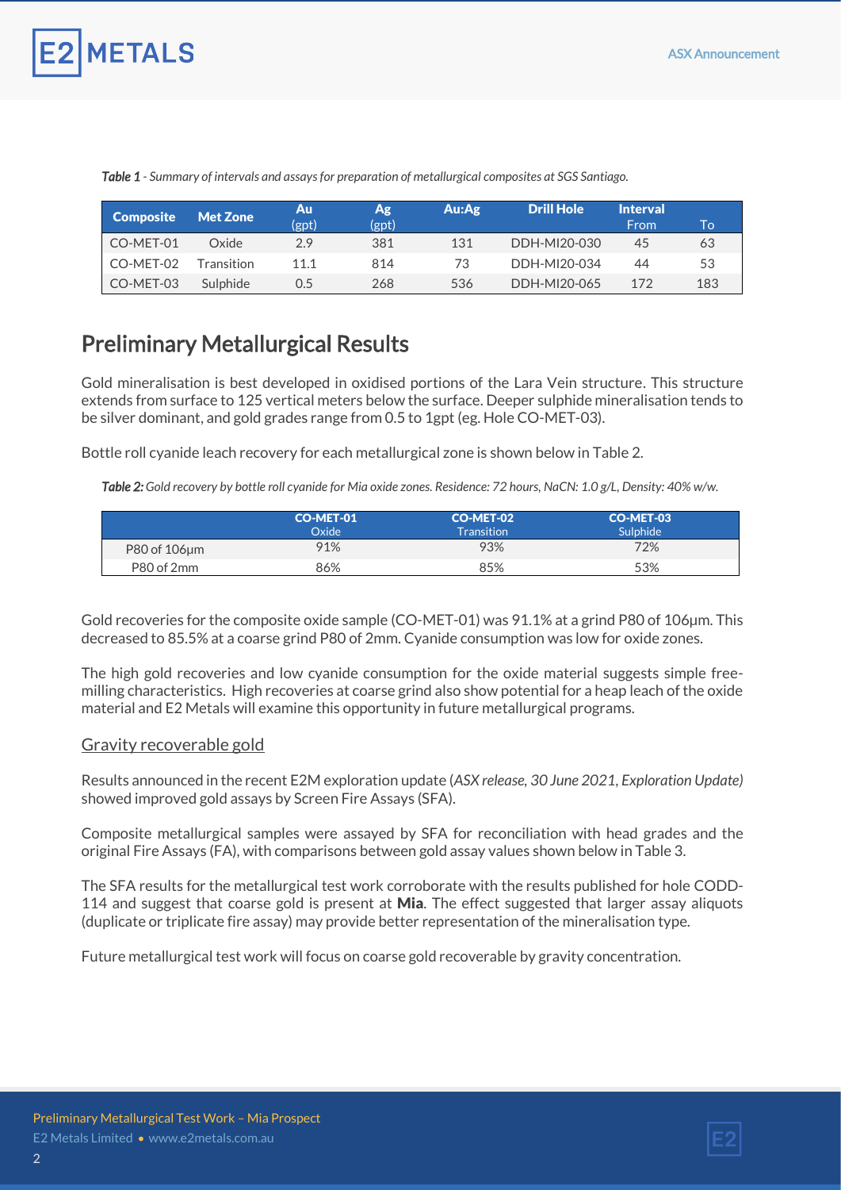*Table 1 - Summary of intervals and assays for preparation of metallurgical composites at SGS Santiago.*

| Composite | Met Zone | Au (gpt) | Ag (gpt) | Au:Ag | Drill Hole | Interval From | To |
|---|---|---|---|---|---|---|---|
| CO-MET-01 | Oxide | 2.9 | 381 | 131 | DDH-MI20-030 | 45 | 63 |
| CO-MET-02 | Transition | 11.1 | 814 | 73 | DDH-MI20-034 | 44 | 53 |
| CO-MET-03 | Sulphide | 0.5 | 268 | 536 | DDH-MI20-065 | 172 | 183 |

## Preliminary Metallurgical Results

Gold mineralisation is best developed in oxidised portions of the Lara Vein structure. This structure extends from surface to 125 vertical meters below the surface. Deeper sulphide mineralisation tends to be silver dominant, and gold grades range from 0.5 to 1gpt (eg. Hole CO-MET-03).

Bottle roll cyanide leach recovery for each metallurgical zone is shown below in Table 2.

***Table 2:*** *Gold recovery by bottle roll cyanide for Mia oxide zones. Residence: 72 hours, NaCN: 1.0 g/L, Density: 40% w/w.*

| | CO-MET-01 Oxide | CO-MET-02 Transition | CO-MET-03 Sulphide |
|---|---|---|---|
| P80 of 106µm | 91% | 93% | 72% |
| P80 of 2mm | 86% | 85% | 53% |

Gold recoveries for the composite oxide sample (CO-MET-01) was 91.1% at a grind P80 of 106µm. This decreased to 85.5% at a coarse grind P80 of 2mm. Cyanide consumption was low for oxide zones.

The high gold recoveries and low cyanide consumption for the oxide material suggests simple free-milling characteristics. High recoveries at coarse grind also show potential for a heap leach of the oxide material and E2 Metals will examine this opportunity in future metallurgical programs.

### Gravity recoverable gold

Results announced in the recent E2M exploration update (*ASX release, 30 June 2021, Exploration Update)* showed improved gold assays by Screen Fire Assays (SFA).

Composite metallurgical samples were assayed by SFA for reconciliation with head grades and the original Fire Assays (FA), with comparisons between gold assay values shown below in Table 3.

The SFA results for the metallurgical test work corroborate with the results published for hole CODD-114 and suggest that coarse gold is present at **Mia**. The effect suggested that larger assay aliquots (duplicate or triplicate fire assay) may provide better representation of the mineralisation type.

Future metallurgical test work will focus on coarse gold recoverable by gravity concentration.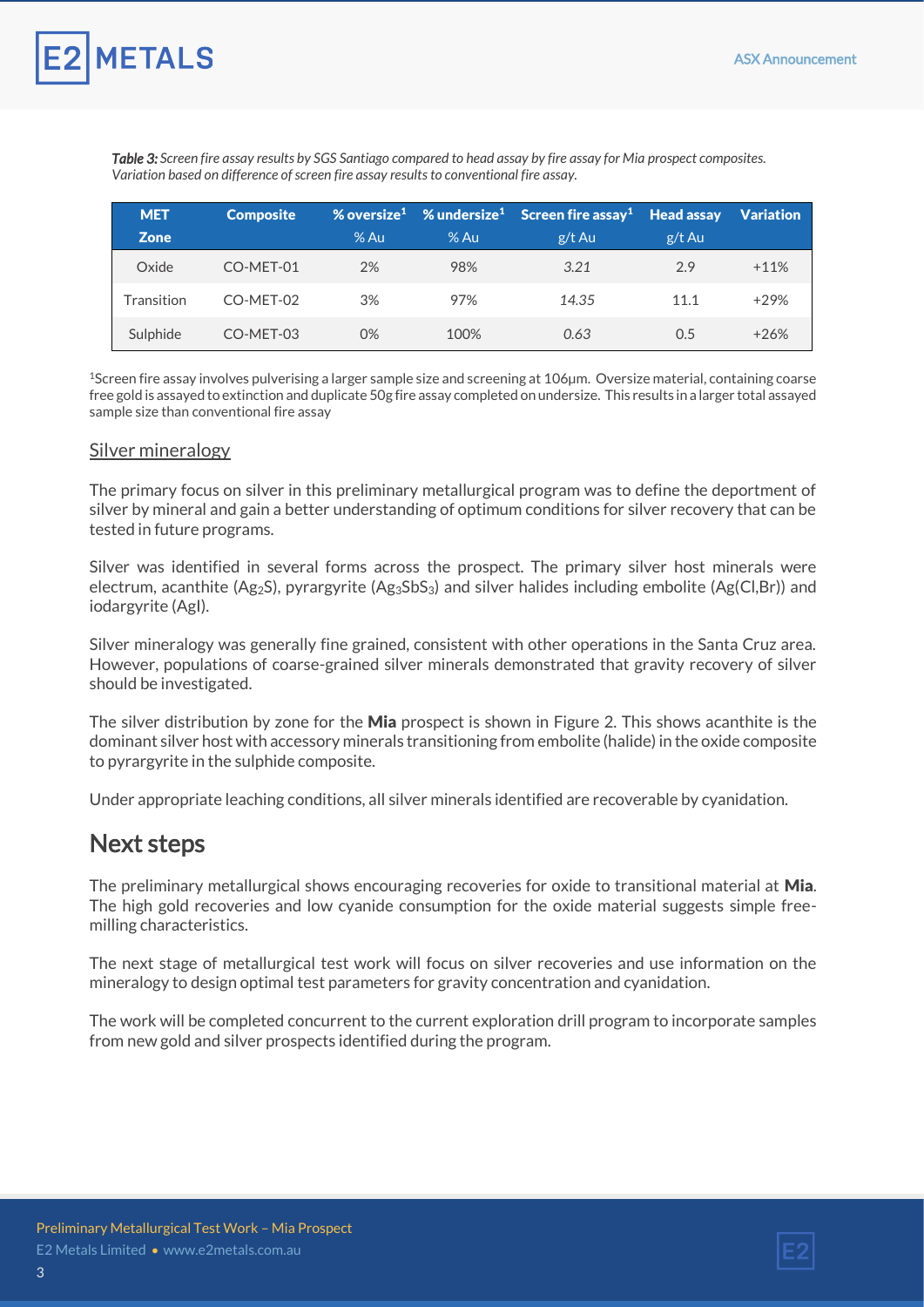*Table 3: Screen fire assay results by SGS Santiago compared to head assay by fire assay for Mia prospect composites. Variation based on difference of screen fire assay results to conventional fire assay.*

| MET Zone | Composite | % oversize[1] % Au | % undersize[1] % Au | Screen fire assay[1] g/t Au | Head assay g/t Au | Variation |
|---|---|---|---|---|---|---|
| Oxide | CO-MET-01 | 2% | 98% | *3.21* | 2.9 | +11% |
| Transition | CO-MET-02 | 3% | 97% | *14.35* | 11.1 | +29% |
| Sulphide | CO-MET-03 | 0% | 100% | *0.63* | 0.5 | +26% |

[1]Screen fire assay involves pulverising a larger sample size and screening at 106µm. Oversize material, containing coarse free gold is assayed to extinction and duplicate 50g fire assay completed on undersize. This results in a larger total assayed sample size than conventional fire assay

## Silver mineralogy

The primary focus on silver in this preliminary metallurgical program was to define the deportment of silver by mineral and gain a better understanding of optimum conditions for silver recovery that can be tested in future programs.

Silver was identified in several forms across the prospect. The primary silver host minerals were electrum, acanthite ($Ag_2S$), pyrargyrite ($Ag_3SbS_3$) and silver halides including embolite ($Ag(Cl,Br)$) and iodargyrite ($AgI$).

Silver mineralogy was generally fine grained, consistent with other operations in the Santa Cruz area. However, populations of coarse-grained silver minerals demonstrated that gravity recovery of silver should be investigated.

The silver distribution by zone for the **Mia** prospect is shown in Figure 2. This shows acanthite is the dominant silver host with accessory minerals transitioning from embolite (halide) in the oxide composite to pyrargyrite in the sulphide composite.

Under appropriate leaching conditions, all silver minerals identified are recoverable by cyanidation.

# Next steps

The preliminary metallurgical shows encouraging recoveries for oxide to transitional material at **Mia**. The high gold recoveries and low cyanide consumption for the oxide material suggests simple free-milling characteristics.

The next stage of metallurgical test work will focus on silver recoveries and use information on the mineralogy to design optimal test parameters for gravity concentration and cyanidation.

The work will be completed concurrent to the current exploration drill program to incorporate samples from new gold and silver prospects identified during the program.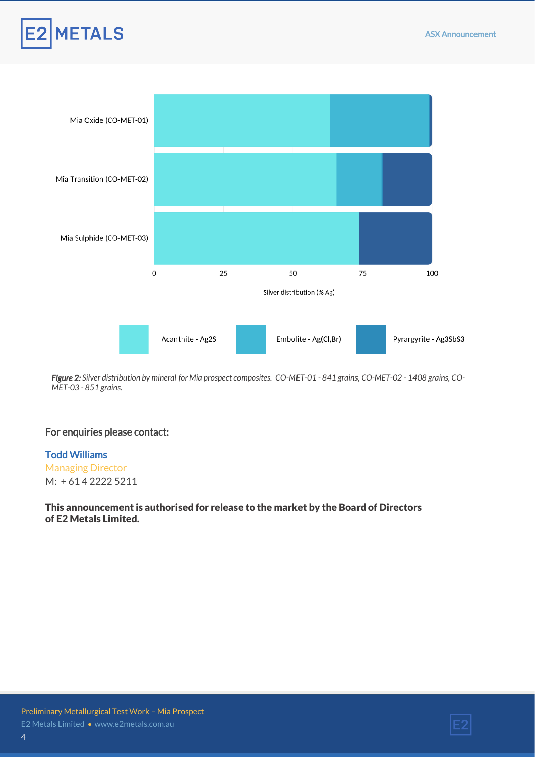Figure 2: Silver distribution by mineral for Mia prospect composites. CO-MET-01 - 841 grains, CO-MET-02 - 1408 grains, CO-MET-03 - 851 grains.

For enquiries please contact:

**Todd Williams**
Managing Director
M: + 61 4 2222 5211

**This announcement is authorised for release to the market by the Board of Directors of E2 Metals Limited.**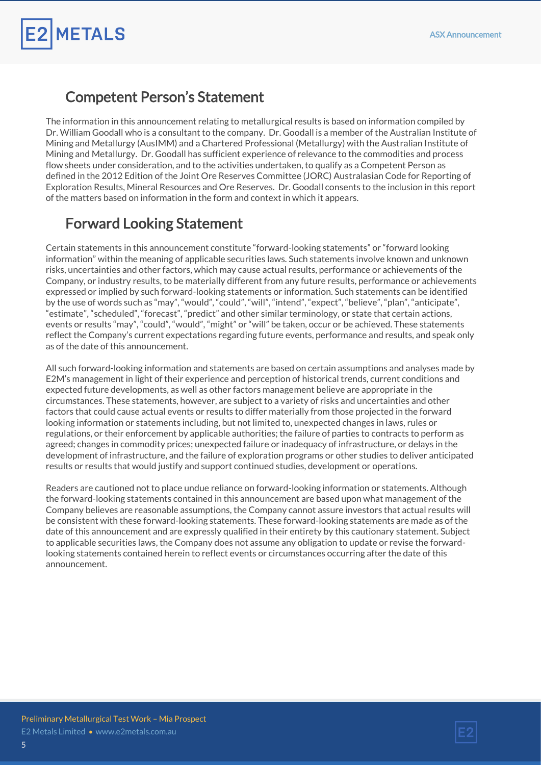## Competent Person's Statement

The information in this announcement relating to metallurgical results is based on information compiled by Dr. William Goodall who is a consultant to the company. Dr. Goodall is a member of the Australian Institute of Mining and Metallurgy (AusIMM) and a Chartered Professional (Metallurgy) with the Australian Institute of Mining and Metallurgy. Dr. Goodall has sufficient experience of relevance to the commodities and process flow sheets under consideration, and to the activities undertaken, to qualify as a Competent Person as defined in the 2012 Edition of the Joint Ore Reserves Committee (JORC) Australasian Code for Reporting of Exploration Results, Mineral Resources and Ore Reserves. Dr. Goodall consents to the inclusion in this report of the matters based on information in the form and context in which it appears.

## Forward Looking Statement

Certain statements in this announcement constitute "forward-looking statements" or "forward looking information" within the meaning of applicable securities laws. Such statements involve known and unknown risks, uncertainties and other factors, which may cause actual results, performance or achievements of the Company, or industry results, to be materially different from any future results, performance or achievements expressed or implied by such forward-looking statements or information. Such statements can be identified by the use of words such as "may", "would", "could", "will", "intend", "expect", "believe", "plan", "anticipate", "estimate", "scheduled", "forecast", "predict" and other similar terminology, or state that certain actions, events or results "may", "could", "would", "might" or "will" be taken, occur or be achieved. These statements reflect the Company's current expectations regarding future events, performance and results, and speak only as of the date of this announcement.

All such forward-looking information and statements are based on certain assumptions and analyses made by E2M's management in light of their experience and perception of historical trends, current conditions and expected future developments, as well as other factors management believe are appropriate in the circumstances. These statements, however, are subject to a variety of risks and uncertainties and other factors that could cause actual events or results to differ materially from those projected in the forward looking information or statements including, but not limited to, unexpected changes in laws, rules or regulations, or their enforcement by applicable authorities; the failure of parties to contracts to perform as agreed; changes in commodity prices; unexpected failure or inadequacy of infrastructure, or delays in the development of infrastructure, and the failure of exploration programs or other studies to deliver anticipated results or results that would justify and support continued studies, development or operations.

Readers are cautioned not to place undue reliance on forward-looking information or statements. Although the forward-looking statements contained in this announcement are based upon what management of the Company believes are reasonable assumptions, the Company cannot assure investors that actual results will be consistent with these forward-looking statements. These forward-looking statements are made as of the date of this announcement and are expressly qualified in their entirety by this cautionary statement. Subject to applicable securities laws, the Company does not assume any obligation to update or revise the forward-looking statements contained herein to reflect events or circumstances occurring after the date of this announcement.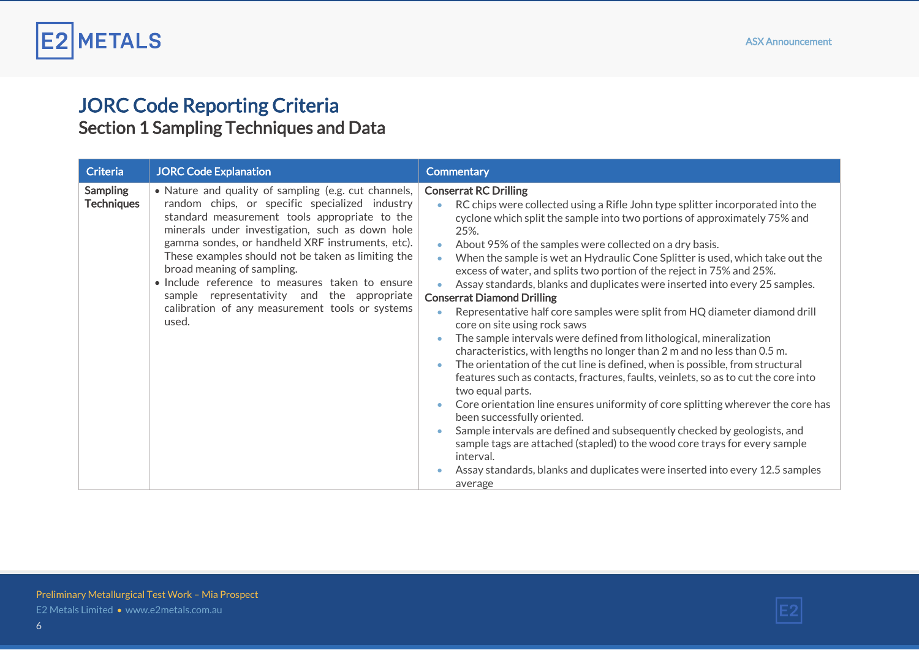# JORC Code Reporting Criteria

## Section 1 Sampling Techniques and Data

| Criteria | JORC Code Explanation | Commentary |
|---|---|---|
| **Sampling Techniques** | • Nature and quality of sampling (e.g. cut channels, random chips, or specific specialized industry standard measurement tools appropriate to the minerals under investigation, such as down hole gamma sondes, or handheld XRF instruments, etc). These examples should not be taken as limiting the broad meaning of sampling.<br>• Include reference to measures taken to ensure sample representativity and the appropriate calibration of any measurement tools or systems used. | **Conserrat RC Drilling**<br>• RC chips were collected using a Rifle John type splitter incorporated into the cyclone which split the sample into two portions of approximately 75% and 25%.<br>• About 95% of the samples were collected on a dry basis.<br>• When the sample is wet an Hydraulic Cone Splitter is used, which take out the excess of water, and splits two portion of the reject in 75% and 25%.<br>• Assay standards, blanks and duplicates were inserted into every 25 samples.<br>**Conserrat Diamond Drilling**<br>• Representative half core samples were split from HQ diameter diamond drill core on site using rock saws<br>• The sample intervals were defined from lithological, mineralization characteristics, with lengths no longer than 2 m and no less than 0.5 m.<br>• The orientation of the cut line is defined, when is possible, from structural features such as contacts, fractures, faults, veinlets, so as to cut the core into two equal parts.<br>• Core orientation line ensures uniformity of core splitting wherever the core has been successfully oriented.<br>• Sample intervals are defined and subsequently checked by geologists, and sample tags are attached (stapled) to the wood core trays for every sample interval.<br>• Assay standards, blanks and duplicates were inserted into every 12.5 samples average |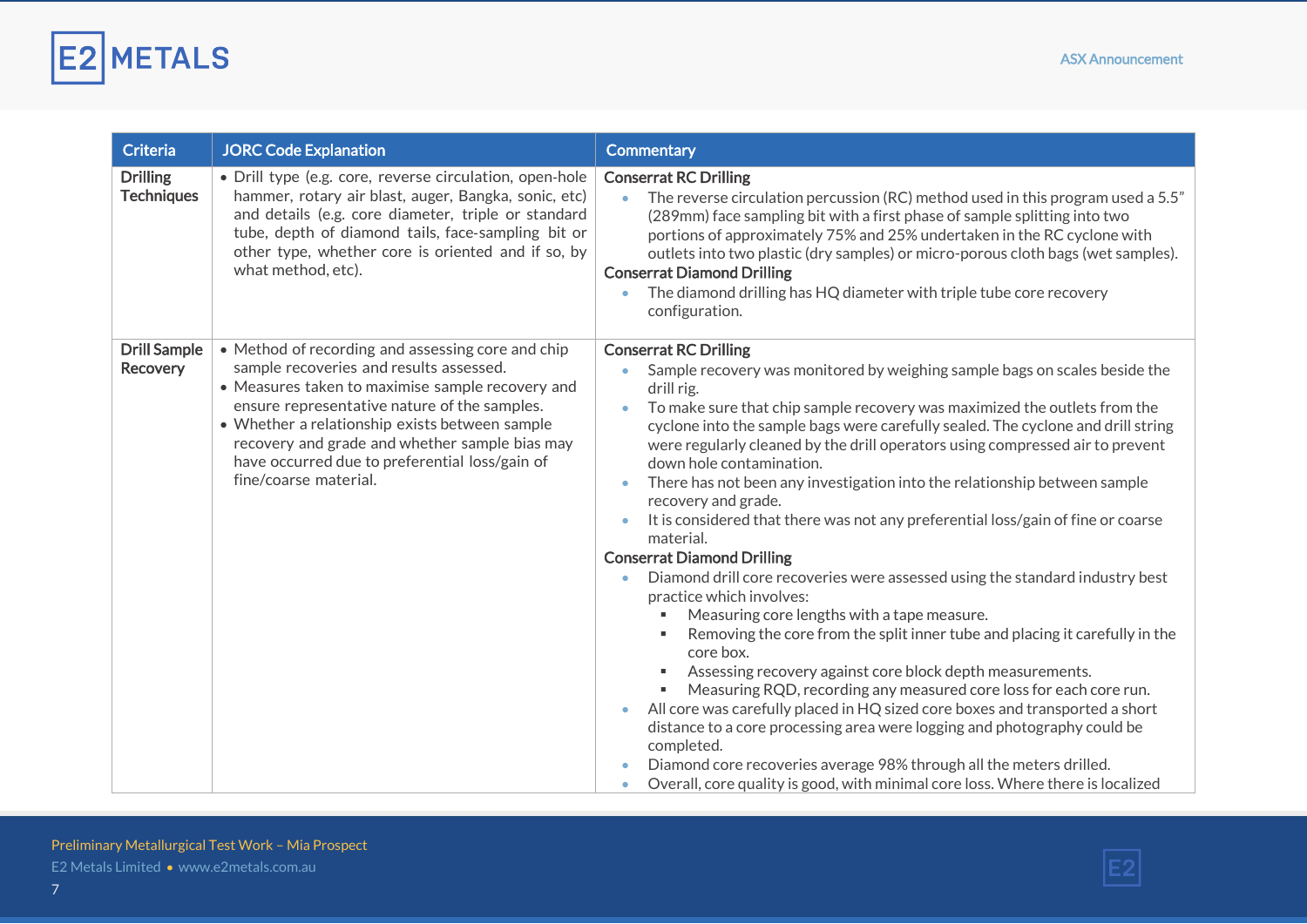| Criteria | JORC Code Explanation | Commentary |
|---|---|---|
| **Drilling Techniques** | • Drill type (e.g. core, reverse circulation, open-hole hammer, rotary air blast, auger, Bangka, sonic, etc) and details (e.g. core diameter, triple or standard tube, depth of diamond tails, face-sampling bit or other type, whether core is oriented and if so, by what method, etc). | **Conserrat RC Drilling**<br>• The reverse circulation percussion (RC) method used in this program used a 5.5" (289mm) face sampling bit with a first phase of sample splitting into two portions of approximately 75% and 25% undertaken in the RC cyclone with outlets into two plastic (dry samples) or micro-porous cloth bags (wet samples).<br>**Conserrat Diamond Drilling**<br>• The diamond drilling has HQ diameter with triple tube core recovery configuration. |
| **Drill Sample Recovery** | • Method of recording and assessing core and chip sample recoveries and results assessed.<br>• Measures taken to maximise sample recovery and ensure representative nature of the samples.<br>• Whether a relationship exists between sample recovery and grade and whether sample bias may have occurred due to preferential loss/gain of fine/coarse material. | **Conserrat RC Drilling**<br>• Sample recovery was monitored by weighing sample bags on scales beside the drill rig.<br>• To make sure that chip sample recovery was maximized the outlets from the cyclone into the sample bags were carefully sealed. The cyclone and drill string were regularly cleaned by the drill operators using compressed air to prevent down hole contamination.<br>• There has not been any investigation into the relationship between sample recovery and grade.<br>• It is considered that there was not any preferential loss/gain of fine or coarse material.<br>**Conserrat Diamond Drilling**<br>• Diamond drill core recoveries were assessed using the standard industry best practice which involves:<br>  ▪ Measuring core lengths with a tape measure.<br>  ▪ Removing the core from the split inner tube and placing it carefully in the core box.<br>  ▪ Assessing recovery against core block depth measurements.<br>  ▪ Measuring RQD, recording any measured core loss for each core run.<br>• All core was carefully placed in HQ sized core boxes and transported a short distance to a core processing area were logging and photography could be completed.<br>• Diamond core recoveries average 98% through all the meters drilled.<br>• Overall, core quality is good, with minimal core loss. Where there is localized |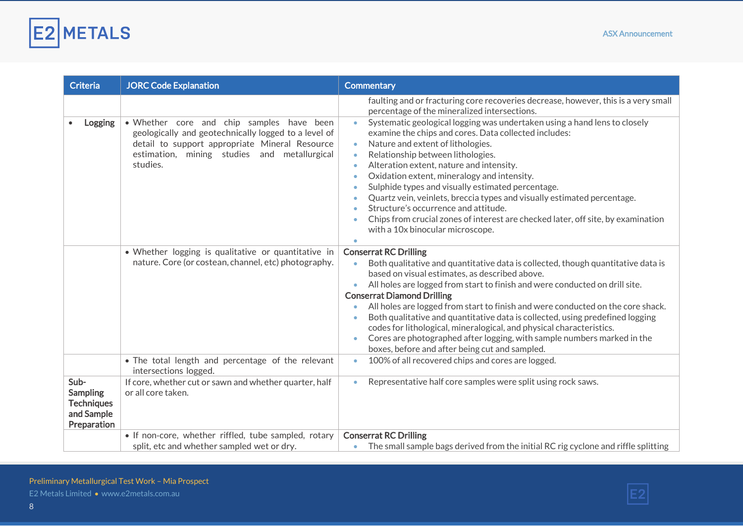| Criteria | JORC Code Explanation | Commentary |
|---|---|---|
| | | faulting and or fracturing core recoveries decrease, however, this is a very small percentage of the mineralized intersections. |
| • Logging | • Whether core and chip samples have been geologically and geotechnically logged to a level of detail to support appropriate Mineral Resource estimation, mining studies and metallurgical studies. | • Systematic geological logging was undertaken using a hand lens to closely examine the chips and cores. Data collected includes:<br>• Nature and extent of lithologies.<br>• Relationship between lithologies.<br>• Alteration extent, nature and intensity.<br>• Oxidation extent, mineralogy and intensity.<br>• Sulphide types and visually estimated percentage.<br>• Quartz vein, veinlets, breccia types and visually estimated percentage.<br>• Structure's occurrence and attitude.<br>• Chips from crucial zones of interest are checked later, off site, by examination with a 10x binocular microscope.<br>• |
| | • Whether logging is qualitative or quantitative in nature. Core (or costean, channel, etc) photography. | **Conserrat RC Drilling**<br>• Both qualitative and quantitative data is collected, though quantitative data is based on visual estimates, as described above.<br>• All holes are logged from start to finish and were conducted on drill site.<br>**Conserrat Diamond Drilling**<br>• All holes are logged from start to finish and were conducted on the core shack.<br>• Both qualitative and quantitative data is collected, using predefined logging codes for lithological, mineralogical, and physical characteristics.<br>• Cores are photographed after logging, with sample numbers marked in the boxes, before and after being cut and sampled. |
| | • The total length and percentage of the relevant intersections logged. | • 100% of all recovered chips and cores are logged. |
| **Sub-Sampling Techniques and Sample Preparation** | If core, whether cut or sawn and whether quarter, half or all core taken. | • Representative half core samples were split using rock saws. |
| | • If non-core, whether riffled, tube sampled, rotary split, etc and whether sampled wet or dry. | **Conserrat RC Drilling**<br>• The small sample bags derived from the initial RC rig cyclone and riffle splitting |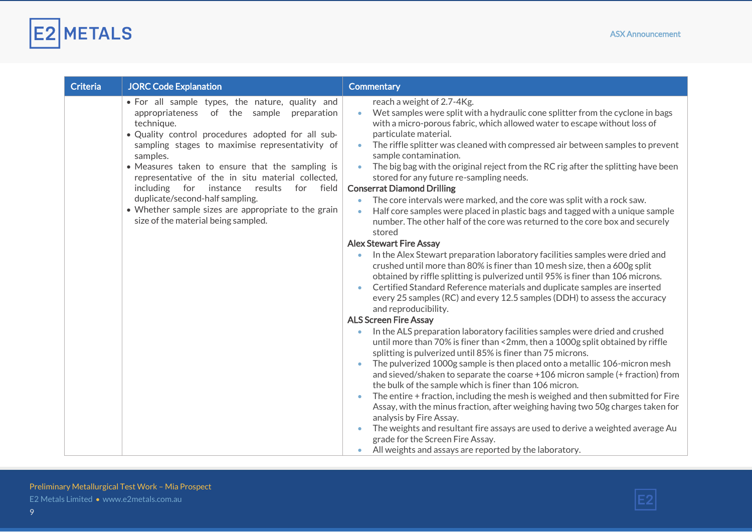| Criteria | JORC Code Explanation | Commentary |
|---|---|---|
| | • For all sample types, the nature, quality and appropriateness of the sample preparation technique.<br>• Quality control procedures adopted for all sub-sampling stages to maximise representativity of samples.<br>• Measures taken to ensure that the sampling is representative of the in situ material collected, including for instance results for field duplicate/second-half sampling.<br>• Whether sample sizes are appropriate to the grain size of the material being sampled. | reach a weight of 2.7-4Kg.<br>• Wet samples were split with a hydraulic cone splitter from the cyclone in bags with a micro-porous fabric, which allowed water to escape without loss of particulate material.<br>• The riffle splitter was cleaned with compressed air between samples to prevent sample contamination.<br>• The big bag with the original reject from the RC rig after the splitting have been stored for any future re-sampling needs.<br>**Conserrat Diamond Drilling**<br>• The core intervals were marked, and the core was split with a rock saw.<br>• Half core samples were placed in plastic bags and tagged with a unique sample number. The other half of the core was returned to the core box and securely stored<br>**Alex Stewart Fire Assay**<br>• In the Alex Stewart preparation laboratory facilities samples were dried and crushed until more than 80% is finer than 10 mesh size, then a 600g split obtained by riffle splitting is pulverized until 95% is finer than 106 microns.<br>• Certified Standard Reference materials and duplicate samples are inserted every 25 samples (RC) and every 12.5 samples (DDH) to assess the accuracy and reproducibility.<br>**ALS Screen Fire Assay**<br>• In the ALS preparation laboratory facilities samples were dried and crushed until more than 70% is finer than <2mm, then a 1000g split obtained by riffle splitting is pulverized until 85% is finer than 75 microns.<br>• The pulverized 1000g sample is then placed onto a metallic 106-micron mesh and sieved/shaken to separate the coarse +106 micron sample (+ fraction) from the bulk of the sample which is finer than 106 micron.<br>• The entire + fraction, including the mesh is weighed and then submitted for Fire Assay, with the minus fraction, after weighing having two 50g charges taken for analysis by Fire Assay.<br>• The weights and resultant fire assays are used to derive a weighted average Au grade for the Screen Fire Assay.<br>• All weights and assays are reported by the laboratory. |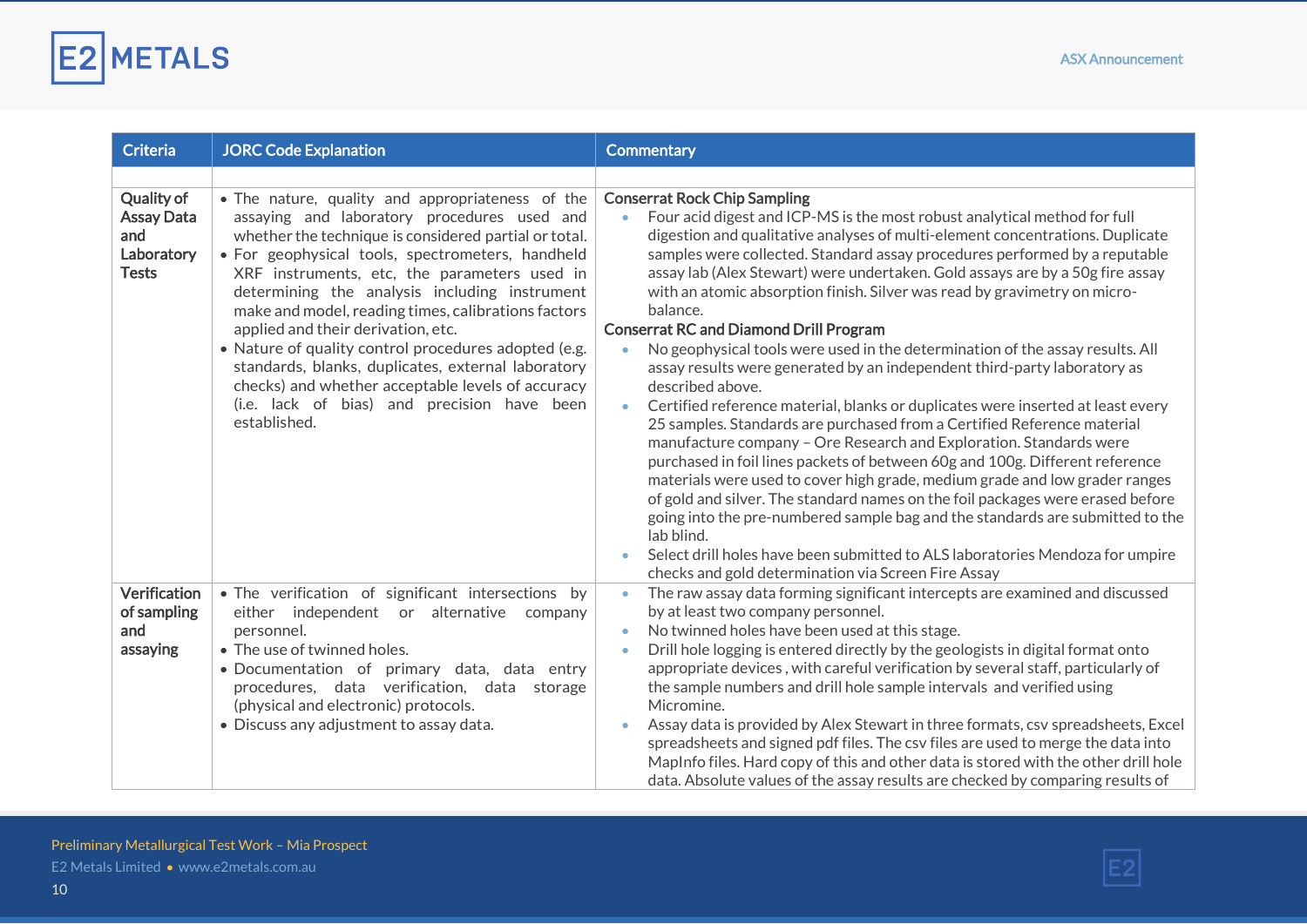| Criteria | JORC Code Explanation | Commentary |
|---|---|---|
| | | |
| **Quality of Assay Data and Laboratory Tests** | • The nature, quality and appropriateness of the assaying and laboratory procedures used and whether the technique is considered partial or total.<br>• For geophysical tools, spectrometers, handheld XRF instruments, etc, the parameters used in determining the analysis including instrument make and model, reading times, calibrations factors applied and their derivation, etc.<br>• Nature of quality control procedures adopted (e.g. standards, blanks, duplicates, external laboratory checks) and whether acceptable levels of accuracy (i.e. lack of bias) and precision have been established. | **Conserrat Rock Chip Sampling**<br>• Four acid digest and ICP-MS is the most robust analytical method for full digestion and qualitative analyses of multi-element concentrations. Duplicate samples were collected. Standard assay procedures performed by a reputable assay lab (Alex Stewart) were undertaken. Gold assays are by a 50g fire assay with an atomic absorption finish. Silver was read by gravimetry on micro-balance.<br>**Conserrat RC and Diamond Drill Program**<br>• No geophysical tools were used in the determination of the assay results. All assay results were generated by an independent third-party laboratory as described above.<br>• Certified reference material, blanks or duplicates were inserted at least every 25 samples. Standards are purchased from a Certified Reference material manufacture company – Ore Research and Exploration. Standards were purchased in foil lines packets of between 60g and 100g. Different reference materials were used to cover high grade, medium grade and low grader ranges of gold and silver. The standard names on the foil packages were erased before going into the pre-numbered sample bag and the standards are submitted to the lab blind.<br>• Select drill holes have been submitted to ALS laboratories Mendoza for umpire checks and gold determination via Screen Fire Assay |
| **Verification of sampling and assaying** | • The verification of significant intersections by either independent or alternative company personnel.<br>• The use of twinned holes.<br>• Documentation of primary data, data entry procedures, data verification, data storage (physical and electronic) protocols.<br>• Discuss any adjustment to assay data. | • The raw assay data forming significant intercepts are examined and discussed by at least two company personnel.<br>• No twinned holes have been used at this stage.<br>• Drill hole logging is entered directly by the geologists in digital format onto appropriate devices , with careful verification by several staff, particularly of the sample numbers and drill hole sample intervals and verified using Micromine.<br>• Assay data is provided by Alex Stewart in three formats, csv spreadsheets, Excel spreadsheets and signed pdf files. The csv files are used to merge the data into MapInfo files. Hard copy of this and other data is stored with the other drill hole data. Absolute values of the assay results are checked by comparing results of |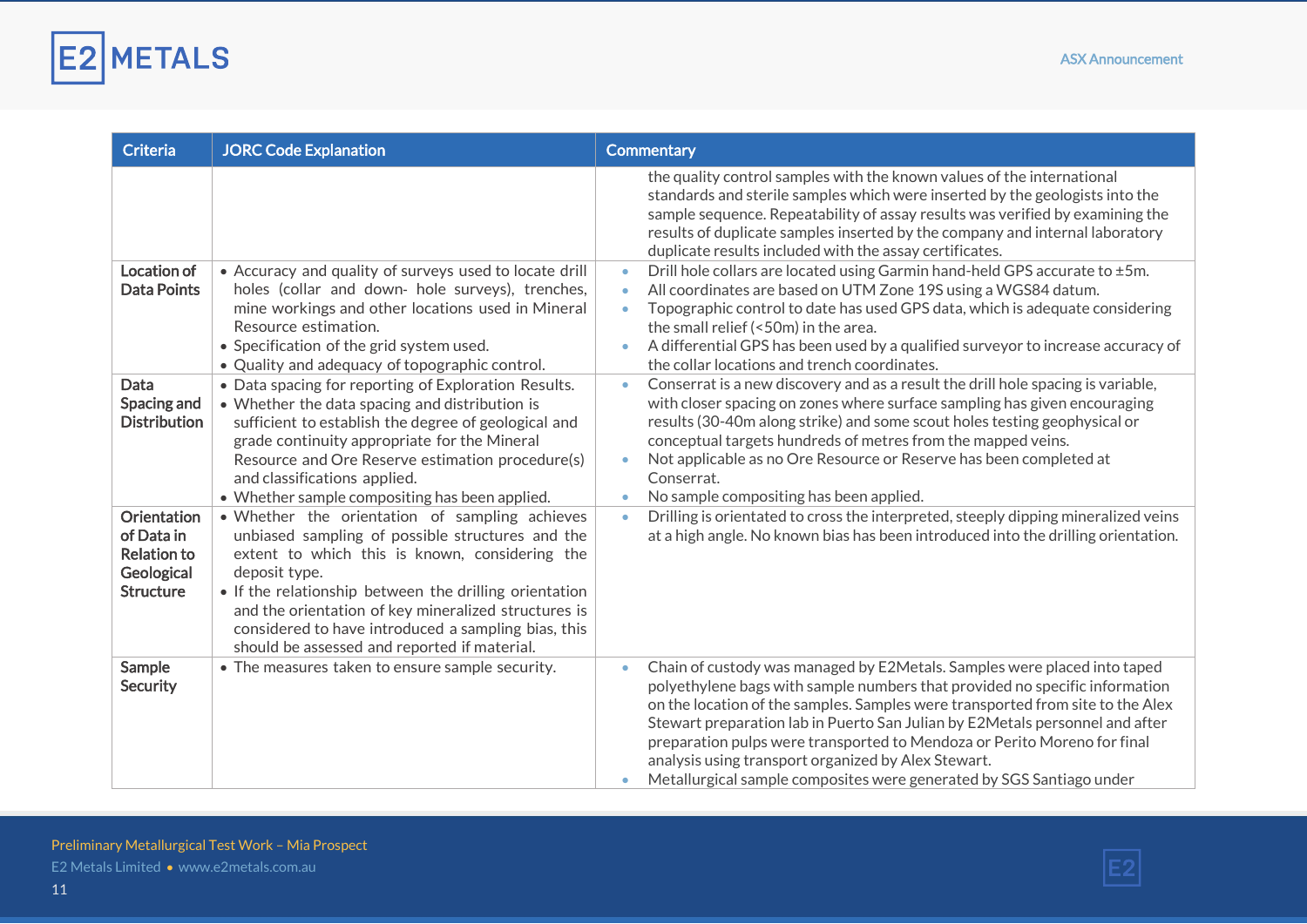| Criteria | JORC Code Explanation | Commentary |
|---|---|---|
| | | the quality control samples with the known values of the international standards and sterile samples which were inserted by the geologists into the sample sequence. Repeatability of assay results was verified by examining the results of duplicate samples inserted by the company and internal laboratory duplicate results included with the assay certificates. |
| Location of Data Points | • Accuracy and quality of surveys used to locate drill holes (collar and down- hole surveys), trenches, mine workings and other locations used in Mineral Resource estimation.<br>• Specification of the grid system used.<br>• Quality and adequacy of topographic control. | • Drill hole collars are located using Garmin hand-held GPS accurate to ±5m.<br>• All coordinates are based on UTM Zone 19S using a WGS84 datum.<br>• Topographic control to date has used GPS data, which is adequate considering the small relief (<50m) in the area.<br>• A differential GPS has been used by a qualified surveyor to increase accuracy of the collar locations and trench coordinates. |
| Data Spacing and Distribution | • Data spacing for reporting of Exploration Results.<br>• Whether the data spacing and distribution is sufficient to establish the degree of geological and grade continuity appropriate for the Mineral Resource and Ore Reserve estimation procedure(s) and classifications applied.<br>• Whether sample compositing has been applied. | • Conserrat is a new discovery and as a result the drill hole spacing is variable, with closer spacing on zones where surface sampling has given encouraging results (30-40m along strike) and some scout holes testing geophysical or conceptual targets hundreds of metres from the mapped veins.<br>• Not applicable as no Ore Resource or Reserve has been completed at Conserrat.<br>• No sample compositing has been applied. |
| Orientation of Data in Relation to Geological Structure | • Whether the orientation of sampling achieves unbiased sampling of possible structures and the extent to which this is known, considering the deposit type.<br>• If the relationship between the drilling orientation and the orientation of key mineralized structures is considered to have introduced a sampling bias, this should be assessed and reported if material. | • Drilling is orientated to cross the interpreted, steeply dipping mineralized veins at a high angle. No known bias has been introduced into the drilling orientation. |
| Sample Security | • The measures taken to ensure sample security. | • Chain of custody was managed by E2Metals. Samples were placed into taped polyethylene bags with sample numbers that provided no specific information on the location of the samples. Samples were transported from site to the Alex Stewart preparation lab in Puerto San Julian by E2Metals personnel and after preparation pulps were transported to Mendoza or Perito Moreno for final analysis using transport organized by Alex Stewart.<br>• Metallurgical sample composites were generated by SGS Santiago under |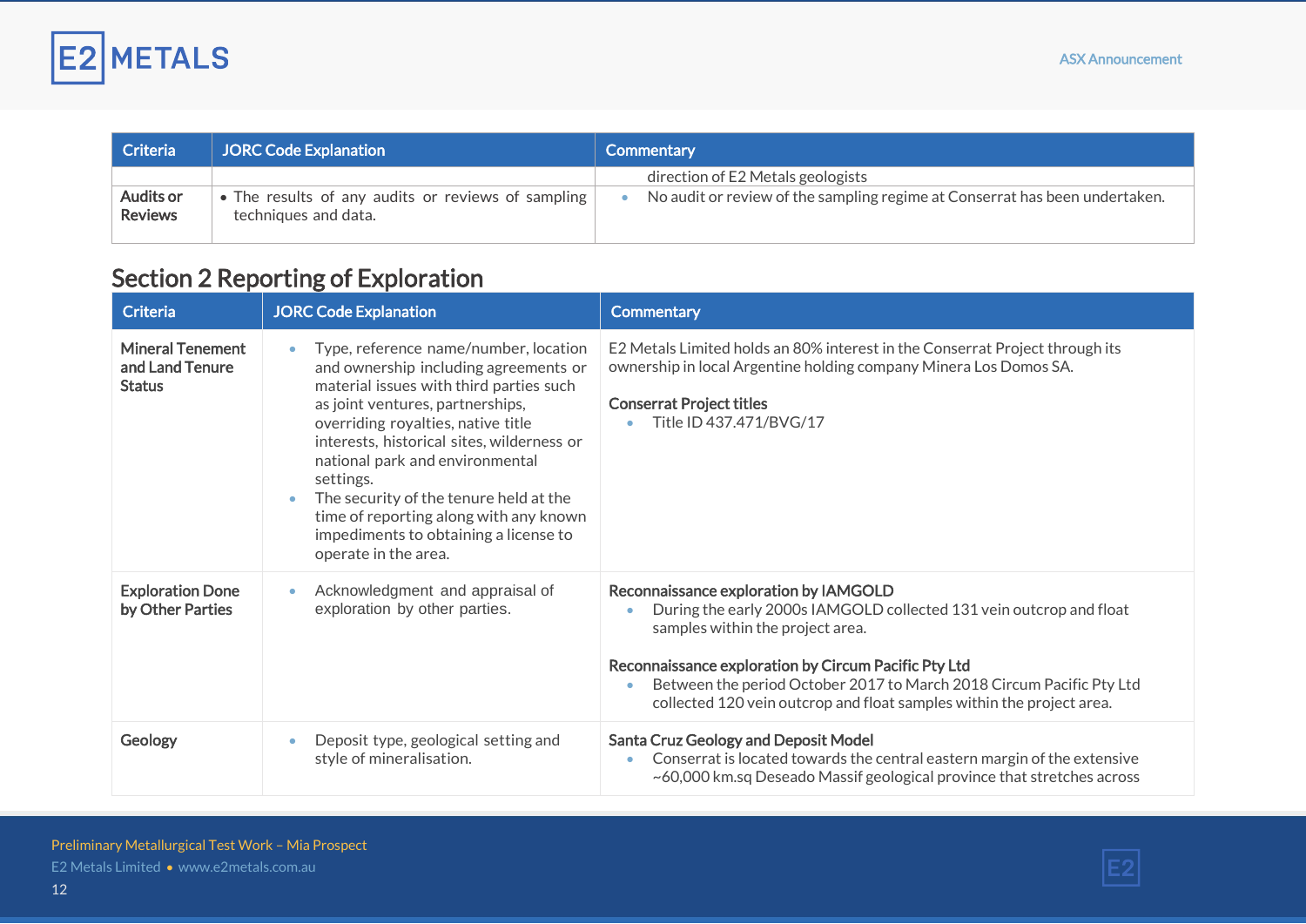| Criteria | JORC Code Explanation | Commentary |
|---|---|---|
| | | direction of E2 Metals geologists |
| **Audits or Reviews** | • The results of any audits or reviews of sampling techniques and data. | • No audit or review of the sampling regime at Conserrat has been undertaken. |

## Section 2 Reporting of Exploration

| Criteria | JORC Code Explanation | Commentary |
|---|---|---|
| **Mineral Tenement and Land Tenure Status** | • Type, reference name/number, location and ownership including agreements or material issues with third parties such as joint ventures, partnerships, overriding royalties, native title interests, historical sites, wilderness or national park and environmental settings.<br>• The security of the tenure held at the time of reporting along with any known impediments to obtaining a license to operate in the area. | E2 Metals Limited holds an 80% interest in the Conserrat Project through its ownership in local Argentine holding company Minera Los Domos SA.<br><br>**Conserrat Project titles**<br>• Title ID 437.471/BVG/17 |
| **Exploration Done by Other Parties** | • Acknowledgment and appraisal of exploration by other parties. | **Reconnaissance exploration by IAMGOLD**<br>• During the early 2000s IAMGOLD collected 131 vein outcrop and float samples within the project area.<br><br>**Reconnaissance exploration by Circum Pacific Pty Ltd**<br>• Between the period October 2017 to March 2018 Circum Pacific Pty Ltd collected 120 vein outcrop and float samples within the project area. |
| **Geology** | • Deposit type, geological setting and style of mineralisation. | **Santa Cruz Geology and Deposit Model**<br>• Conserrat is located towards the central eastern margin of the extensive ~60,000 km.sq Deseado Massif geological province that stretches across |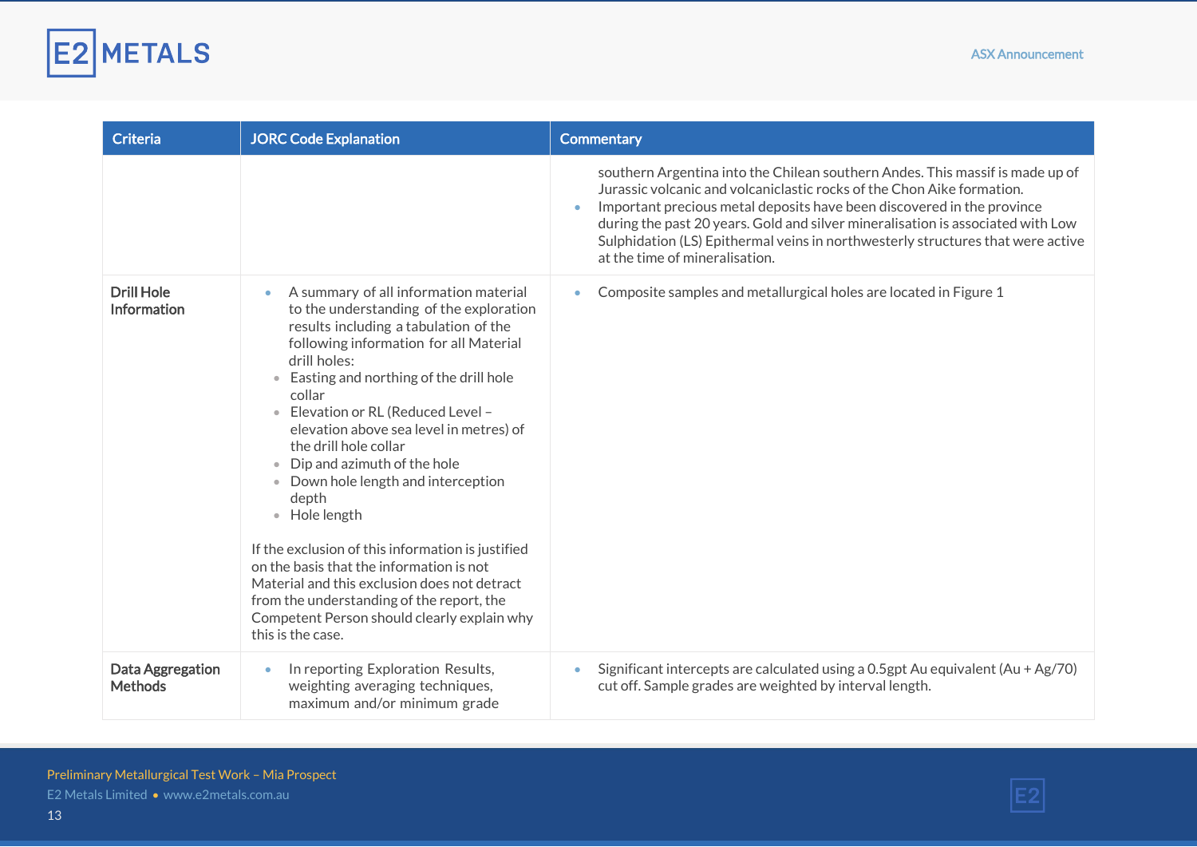| Criteria | JORC Code Explanation | Commentary |
|---|---|---|
| | | southern Argentina into the Chilean southern Andes. This massif is made up of Jurassic volcanic and volcaniclastic rocks of the Chon Aike formation.<br>• Important precious metal deposits have been discovered in the province during the past 20 years. Gold and silver mineralisation is associated with Low Sulphidation (LS) Epithermal veins in northwesterly structures that were active at the time of mineralisation. |
| **Drill Hole Information** | • A summary of all information material to the understanding of the exploration results including a tabulation of the following information for all Material drill holes:<br>• Easting and northing of the drill hole collar<br>• Elevation or RL (Reduced Level – elevation above sea level in metres) of the drill hole collar<br>• Dip and azimuth of the hole<br>• Down hole length and interception depth<br>• Hole length<br><br>If the exclusion of this information is justified on the basis that the information is not Material and this exclusion does not detract from the understanding of the report, the Competent Person should clearly explain why this is the case. | • Composite samples and metallurgical holes are located in Figure 1 |
| **Data Aggregation Methods** | • In reporting Exploration Results, weighting averaging techniques, maximum and/or minimum grade | • Significant intercepts are calculated using a 0.5gpt Au equivalent (Au + Ag/70) cut off. Sample grades are weighted by interval length. |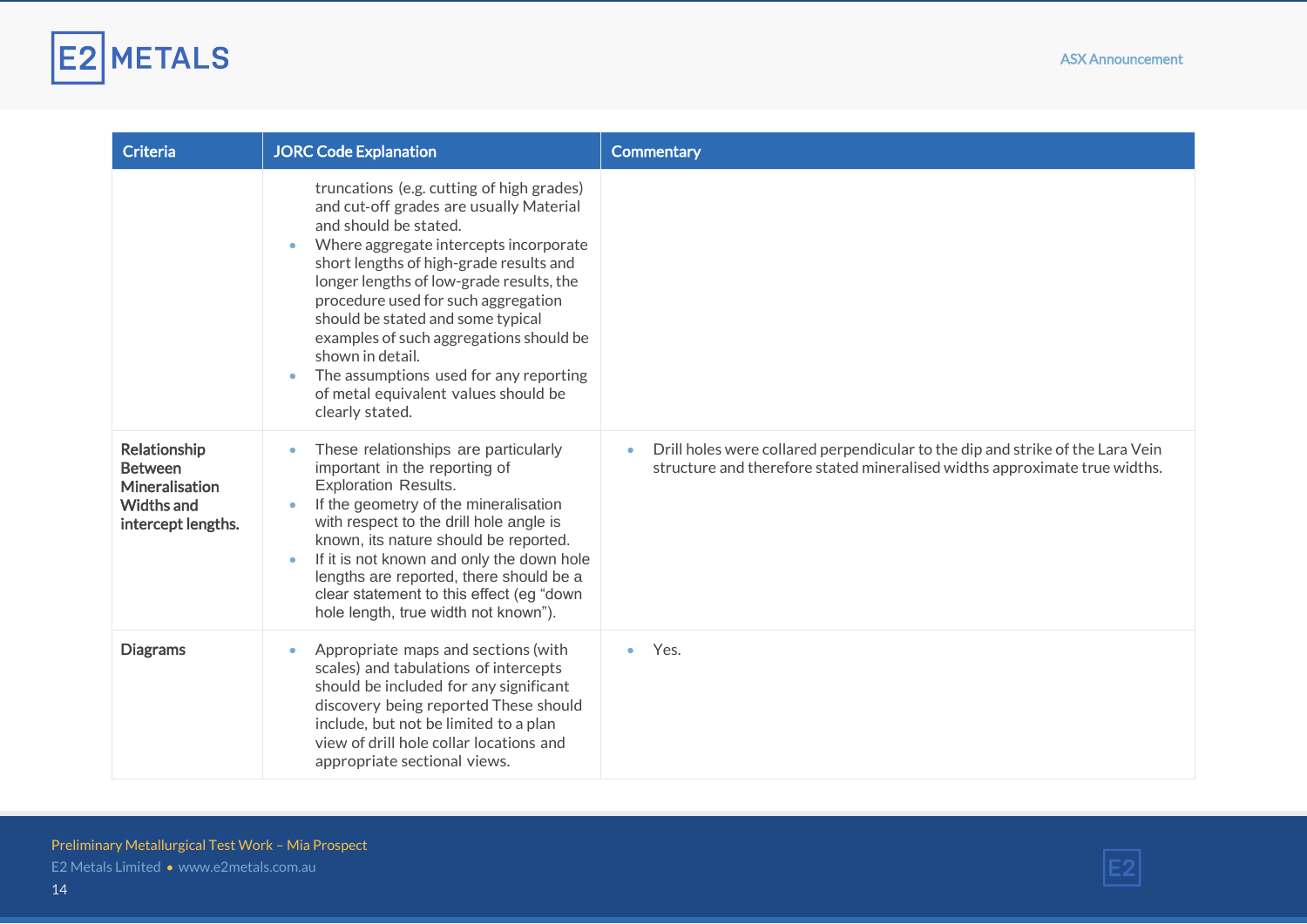| Criteria | JORC Code Explanation | Commentary |
|---|---|---|
| | truncations (e.g. cutting of high grades) and cut-off grades are usually Material and should be stated.<br>• Where aggregate intercepts incorporate short lengths of high-grade results and longer lengths of low-grade results, the procedure used for such aggregation should be stated and some typical examples of such aggregations should be shown in detail.<br>• The assumptions used for any reporting of metal equivalent values should be clearly stated. | |
| **Relationship Between Mineralisation Widths and intercept lengths.** | • These relationships are particularly important in the reporting of Exploration Results.<br>• If the geometry of the mineralisation with respect to the drill hole angle is known, its nature should be reported.<br>• If it is not known and only the down hole lengths are reported, there should be a clear statement to this effect (eg "down hole length, true width not known"). | • Drill holes were collared perpendicular to the dip and strike of the Lara Vein structure and therefore stated mineralised widths approximate true widths. |
| **Diagrams** | • Appropriate maps and sections (with scales) and tabulations of intercepts should be included for any significant discovery being reported These should include, but not be limited to a plan view of drill hole collar locations and appropriate sectional views. | • Yes. |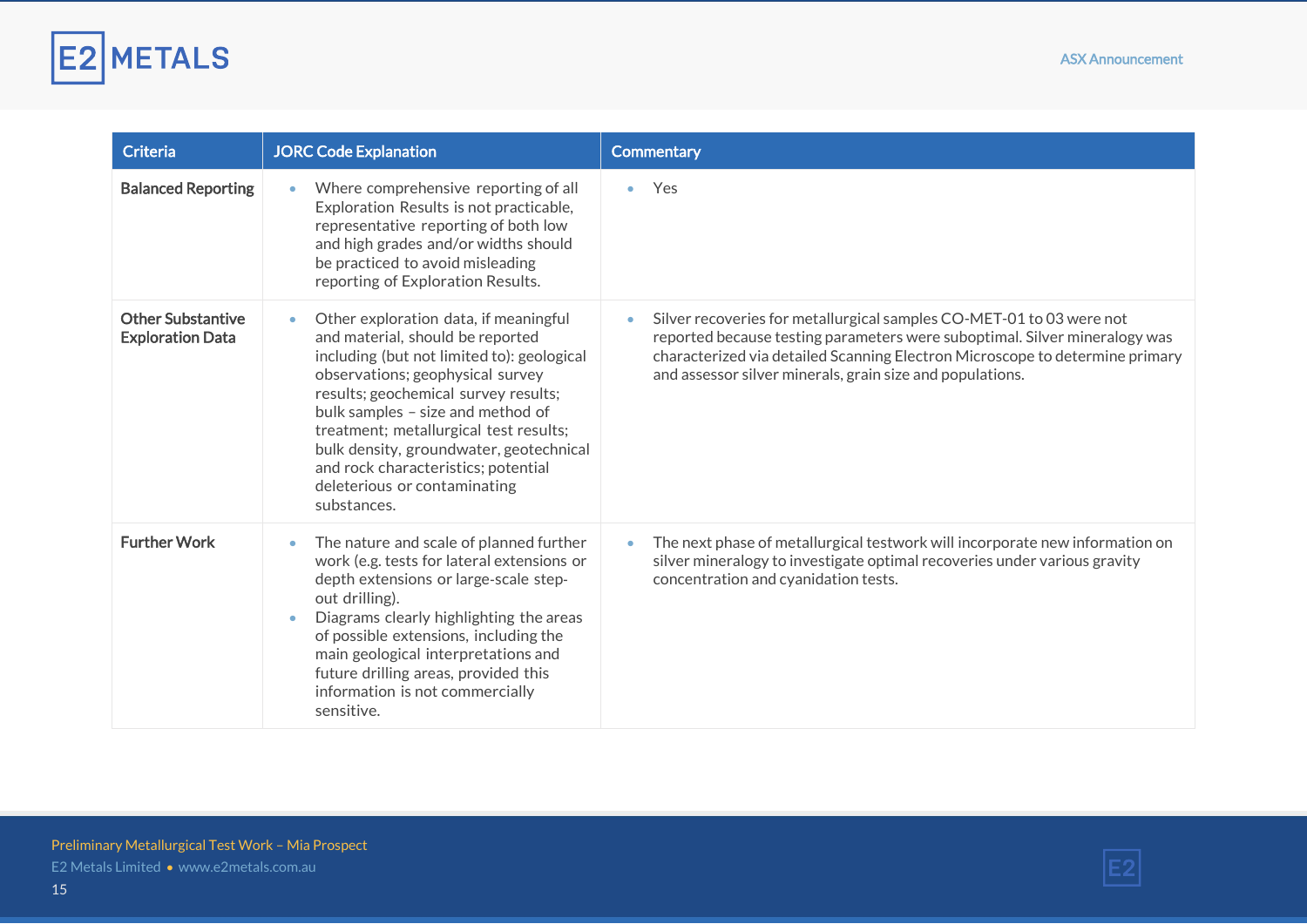| Criteria | JORC Code Explanation | Commentary |
|---|---|---|
| **Balanced Reporting** | • Where comprehensive reporting of all Exploration Results is not practicable, representative reporting of both low and high grades and/or widths should be practiced to avoid misleading reporting of Exploration Results. | • Yes |
| **Other Substantive Exploration Data** | • Other exploration data, if meaningful and material, should be reported including (but not limited to): geological observations; geophysical survey results; geochemical survey results; bulk samples – size and method of treatment; metallurgical test results; bulk density, groundwater, geotechnical and rock characteristics; potential deleterious or contaminating substances. | • Silver recoveries for metallurgical samples CO-MET-01 to 03 were not reported because testing parameters were suboptimal. Silver mineralogy was characterized via detailed Scanning Electron Microscope to determine primary and assessor silver minerals, grain size and populations. |
| **Further Work** | • The nature and scale of planned further work (e.g. tests for lateral extensions or depth extensions or large-scale step-out drilling).<br>• Diagrams clearly highlighting the areas of possible extensions, including the main geological interpretations and future drilling areas, provided this information is not commercially sensitive. | • The next phase of metallurgical testwork will incorporate new information on silver mineralogy to investigate optimal recoveries under various gravity concentration and cyanidation tests. |